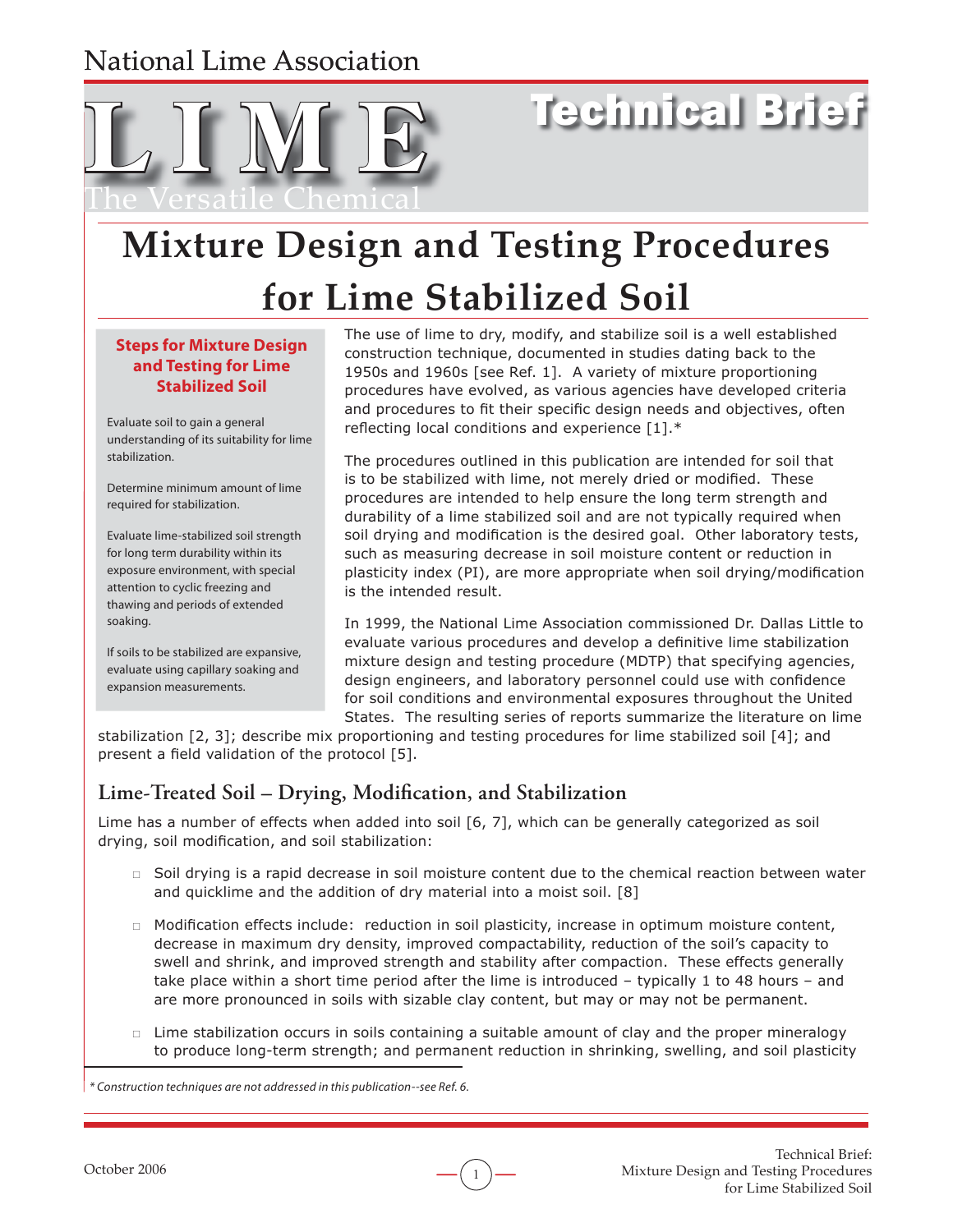National Lime Association

# LIME

The Versatile Chemical

Technical Brief

# Mixture Design and Testing Procedures for Lime Stabilized Soil

**Steps for Mixture Design and Testing for Lime Stabilized Soil**

Evaluate soil to gain a general understanding of its suitability for lime stabilization.

Determine minimum amount of lime required for stabilization.

Evaluate lime-stabilized soil strength for long term durability within its exposure environment, with special attention to cyclic freezing and thawing and periods of extended soaking.

If soils to be stabilized are expansive, evaluate using capillary soaking and expansion measurements.

The use of lime to dry, modify, and stabilize soil is a well established construction technique, documented in studies dating back to the 1950s and 1960s [see Ref. 1]. A variety of mixture proportioning procedures have evolved, as various agencies have developed criteria and procedures to fit their specific design needs and objectives, often reflecting local conditions and experience [1].*

The procedures outlined in this publication are intended for soil that is to be stabilized with lime, not merely dried or modified. These procedures are intended to help ensure the long term strength and durability of a lime stabilized soil and are not typically required when soil drying and modification is the desired goal. Other laboratory tests, such as measuring decrease in soil moisture content or reduction in plasticity index (PI), are more appropriate when soil drying/modification is the intended result.

In 1999, the National Lime Association commissioned Dr. Dallas Little to evaluate various procedures and develop a definitive lime stabilization mixture design and testing procedure (MDTP) that specifying agencies, design engineers, and laboratory personnel could use with confidence for soil conditions and environmental exposures throughout the United States. The resulting series of reports summarize the literature on lime stabilization [2, 3]; describe mix proportioning and testing procedures for lime stabilized soil [4]; and present a field validation of the protocol [5].

## Lime-Treated Soil – Drying, Modification, and Stabilization

Lime has a number of effects when added into soil [6, 7], which can be generally categorized as soil drying, soil modification, and soil stabilization:

- Soil drying is a rapid decrease in soil moisture content due to the chemical reaction between water and quicklime and the addition of dry material into a moist soil. [8]
- Modification effects include: reduction in soil plasticity, increase in optimum moisture content, decrease in maximum dry density, improved compactability, reduction of the soil's capacity to swell and shrink, and improved strength and stability after compaction. These effects generally take place within a short time period after the lime is introduced – typically 1 to 48 hours – and are more pronounced in soils with sizable clay content, but may or may not be permanent.
- Lime stabilization occurs in soils containing a suitable amount of clay and the proper mineralogy to produce long-term strength; and permanent reduction in shrinking, swelling, and soil plasticity

*\* Construction techniques are not addressed in this publication--see Ref. 6.*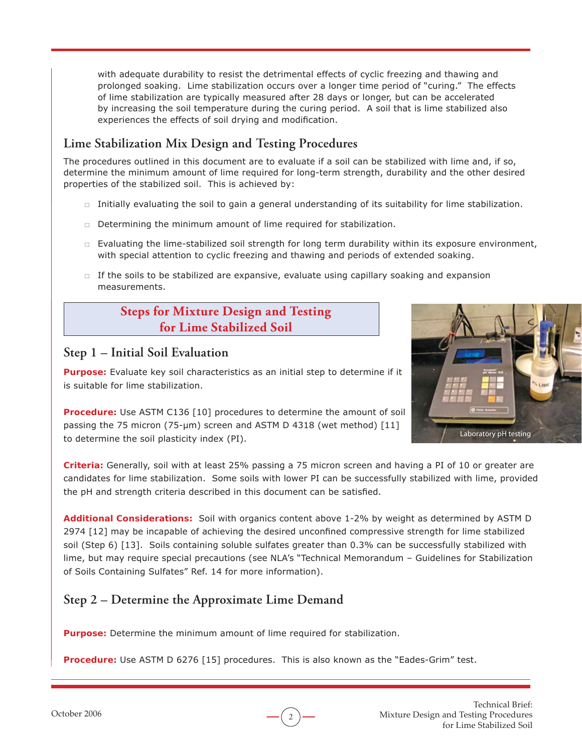with adequate durability to resist the detrimental effects of cyclic freezing and thawing and prolonged soaking. Lime stabilization occurs over a longer time period of "curing." The effects of lime stabilization are typically measured after 28 days or longer, but can be accelerated by increasing the soil temperature during the curing period. A soil that is lime stabilized also experiences the effects of soil drying and modification.

## Lime Stabilization Mix Design and Testing Procedures

The procedures outlined in this document are to evaluate if a soil can be stabilized with lime and, if so, determine the minimum amount of lime required for long-term strength, durability and the other desired properties of the stabilized soil. This is achieved by:

- Initially evaluating the soil to gain a general understanding of its suitability for lime stabilization.
- Determining the minimum amount of lime required for stabilization.
- Evaluating the lime-stabilized soil strength for long term durability within its exposure environment, with special attention to cyclic freezing and thawing and periods of extended soaking.
- If the soils to be stabilized are expansive, evaluate using capillary soaking and expansion measurements.

## Steps for Mixture Design and Testing for Lime Stabilized Soil

### Step 1 – Initial Soil Evaluation

**Purpose:** Evaluate key soil characteristics as an initial step to determine if it is suitable for lime stabilization.

**Procedure:** Use ASTM C136 [10] procedures to determine the amount of soil passing the 75 micron (75-μm) screen and ASTM D 4318 (wet method) [11] to determine the soil plasticity index (PI).

Laboratory pH testing

**Criteria:** Generally, soil with at least 25% passing a 75 micron screen and having a PI of 10 or greater are candidates for lime stabilization. Some soils with lower PI can be successfully stabilized with lime, provided the pH and strength criteria described in this document can be satisfied.

**Additional Considerations:** Soil with organics content above 1-2% by weight as determined by ASTM D 2974 [12] may be incapable of achieving the desired unconfined compressive strength for lime stabilized soil (Step 6) [13]. Soils containing soluble sulfates greater than 0.3% can be successfully stabilized with lime, but may require special precautions (see NLA's "Technical Memorandum – Guidelines for Stabilization of Soils Containing Sulfates" Ref. 14 for more information).

### Step 2 – Determine the Approximate Lime Demand

**Purpose:** Determine the minimum amount of lime required for stabilization.

**Procedure:** Use ASTM D 6276 [15] procedures. This is also known as the "Eades-Grim" test.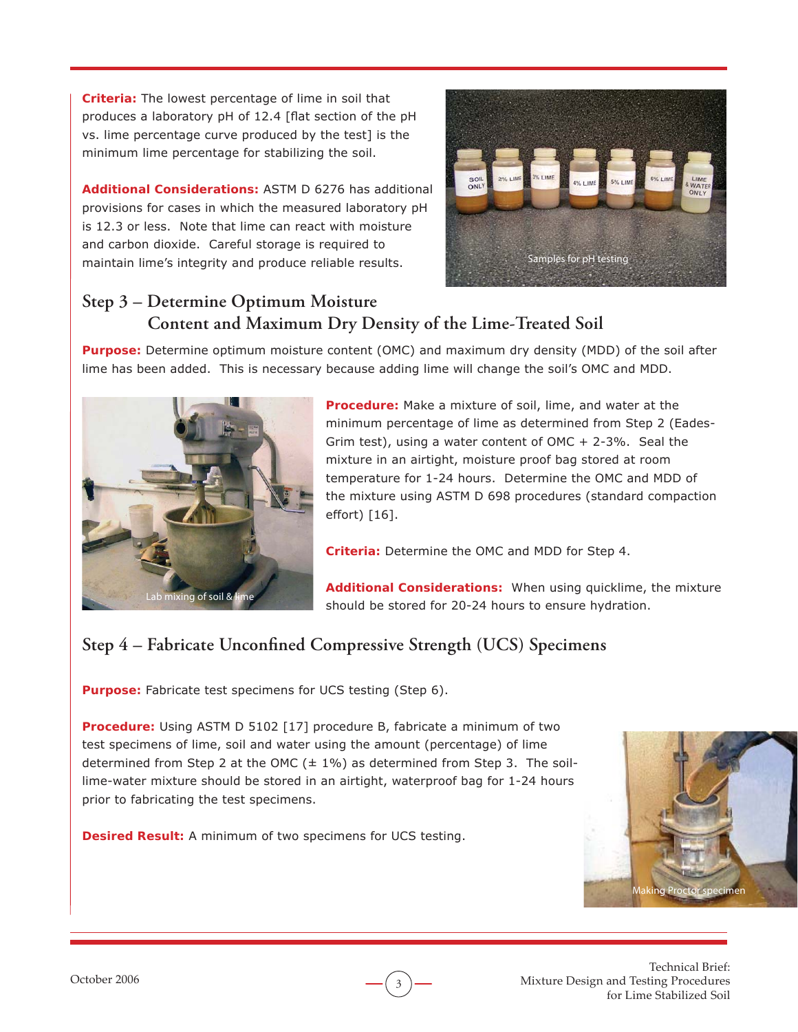**Criteria:** The lowest percentage of lime in soil that produces a laboratory pH of 12.4 [flat section of the pH vs. lime percentage curve produced by the test] is the minimum lime percentage for stabilizing the soil.

**Additional Considerations:** ASTM D 6276 has additional provisions for cases in which the measured laboratory pH is 12.3 or less. Note that lime can react with moisture and carbon dioxide. Careful storage is required to maintain lime's integrity and produce reliable results.

Samples for pH testing

## Step 3 – Determine Optimum Moisture Content and Maximum Dry Density of the Lime-Treated Soil

**Purpose:** Determine optimum moisture content (OMC) and maximum dry density (MDD) of the soil after lime has been added. This is necessary because adding lime will change the soil's OMC and MDD.

Lab mixing of soil & lime

**Procedure:** Make a mixture of soil, lime, and water at the minimum percentage of lime as determined from Step 2 (Eades-Grim test), using a water content of OMC + 2-3%. Seal the mixture in an airtight, moisture proof bag stored at room temperature for 1-24 hours. Determine the OMC and MDD of the mixture using ASTM D 698 procedures (standard compaction effort) [16].

**Criteria:** Determine the OMC and MDD for Step 4.

**Additional Considerations:** When using quicklime, the mixture should be stored for 20-24 hours to ensure hydration.

## Step 4 – Fabricate Unconfined Compressive Strength (UCS) Specimens

**Purpose:** Fabricate test specimens for UCS testing (Step 6).

**Procedure:** Using ASTM D 5102 [17] procedure B, fabricate a minimum of two test specimens of lime, soil and water using the amount (percentage) of lime determined from Step 2 at the OMC (± 1%) as determined from Step 3. The soil-lime-water mixture should be stored in an airtight, waterproof bag for 1-24 hours prior to fabricating the test specimens.

**Desired Result:** A minimum of two specimens for UCS testing.

Making Proctor specimen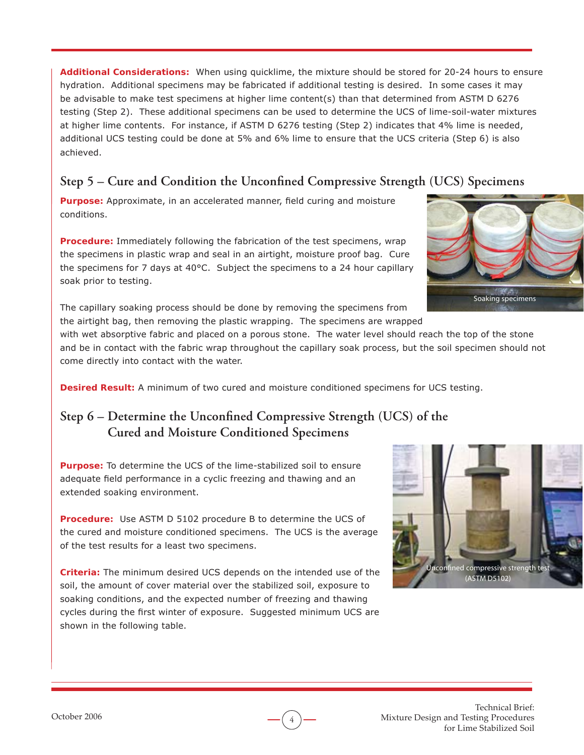**Additional Considerations:** When using quicklime, the mixture should be stored for 20-24 hours to ensure hydration. Additional specimens may be fabricated if additional testing is desired. In some cases it may be advisable to make test specimens at higher lime content(s) than that determined from ASTM D 6276 testing (Step 2). These additional specimens can be used to determine the UCS of lime-soil-water mixtures at higher lime contents. For instance, if ASTM D 6276 testing (Step 2) indicates that 4% lime is needed, additional UCS testing could be done at 5% and 6% lime to ensure that the UCS criteria (Step 6) is also achieved.

## Step 5 – Cure and Condition the Unconfined Compressive Strength (UCS) Specimens

**Purpose:** Approximate, in an accelerated manner, field curing and moisture conditions.

**Procedure:** Immediately following the fabrication of the test specimens, wrap the specimens in plastic wrap and seal in an airtight, moisture proof bag. Cure the specimens for 7 days at 40°C. Subject the specimens to a 24 hour capillary soak prior to testing.

Soaking specimens

The capillary soaking process should be done by removing the specimens from the airtight bag, then removing the plastic wrapping. The specimens are wrapped with wet absorptive fabric and placed on a porous stone. The water level should reach the top of the stone and be in contact with the fabric wrap throughout the capillary soak process, but the soil specimen should not come directly into contact with the water.

**Desired Result:** A minimum of two cured and moisture conditioned specimens for UCS testing.

## Step 6 – Determine the Unconfined Compressive Strength (UCS) of the Cured and Moisture Conditioned Specimens

**Purpose:** To determine the UCS of the lime-stabilized soil to ensure adequate field performance in a cyclic freezing and thawing and an extended soaking environment.

**Procedure:** Use ASTM D 5102 procedure B to determine the UCS of the cured and moisture conditioned specimens. The UCS is the average of the test results for a least two specimens.

Unconfined compressive strength test (ASTM D5102)

**Criteria:** The minimum desired UCS depends on the intended use of the soil, the amount of cover material over the stabilized soil, exposure to soaking conditions, and the expected number of freezing and thawing cycles during the first winter of exposure. Suggested minimum UCS are shown in the following table.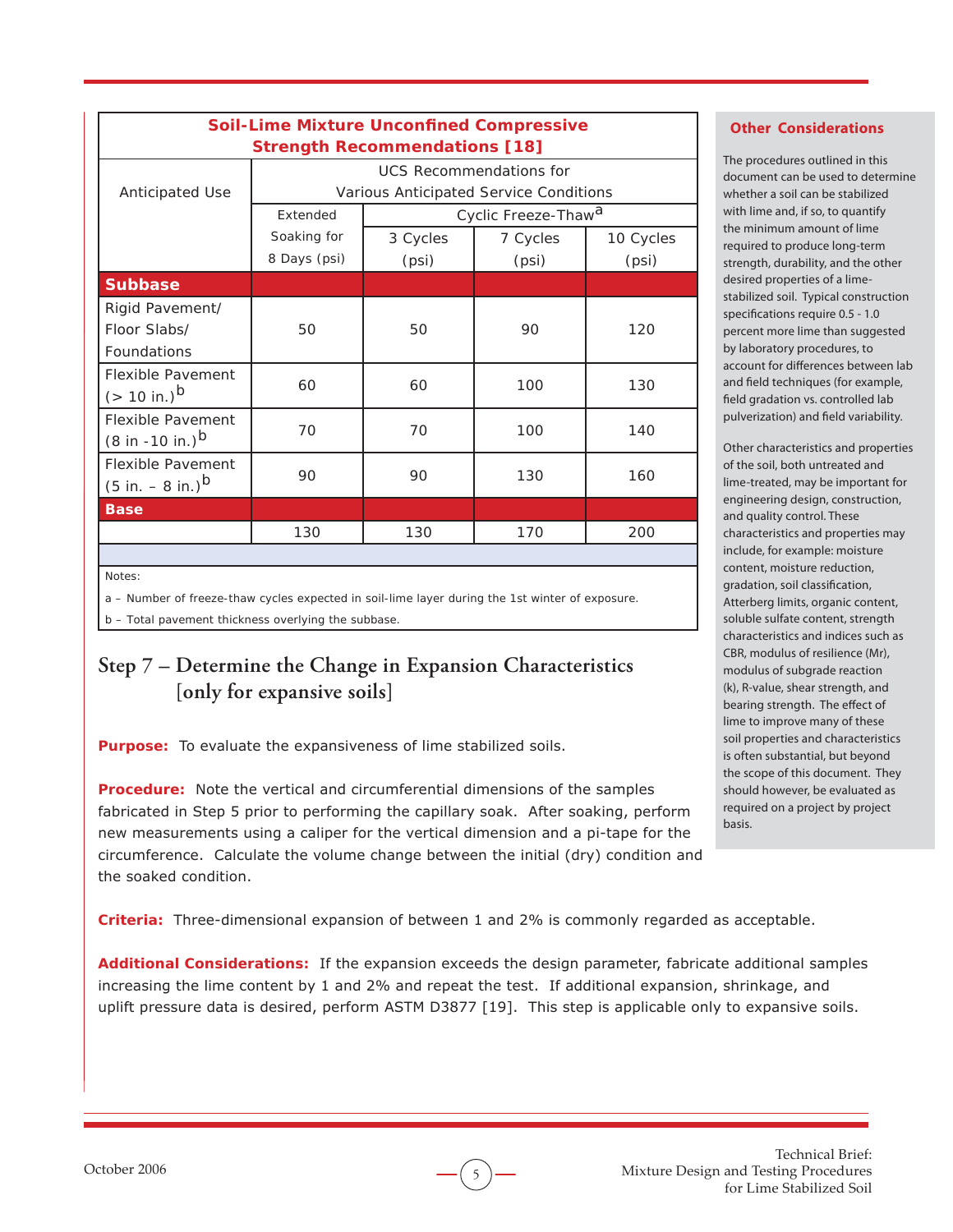**Soil-Lime Mixture Unconfined Compressive Strength Recommendations [18]**

| Anticipated Use | UCS Recommendations for Various Anticipated Service Conditions | | | |
|---|---|---|---|---|
| | Extended Soaking for 8 Days (psi) | Cyclic Freeze-Thaw[a] | | |
| | | 3 Cycles (psi) | 7 Cycles (psi) | 10 Cycles (psi) |
| **Subbase** | | | | |
| Rigid Pavement/ Floor Slabs/ Foundations | 50 | 50 | 90 | 120 |
| Flexible Pavement (> 10 in.)[b] | 60 | 60 | 100 | 130 |
| Flexible Pavement (8 in -10 in.)[b] | 70 | 70 | 100 | 140 |
| Flexible Pavement (5 in. – 8 in.)[b] | 90 | 90 | 130 | 160 |
| **Base** | | | | |
| | 130 | 130 | 170 | 200 |

Notes:

a – Number of freeze-thaw cycles expected in soil-lime layer during the 1st winter of exposure.

b – Total pavement thickness overlying the subbase.

## Step 7 – Determine the Change in Expansion Characteristics [only for expansive soils]

**Purpose:** To evaluate the expansiveness of lime stabilized soils.

**Procedure:** Note the vertical and circumferential dimensions of the samples fabricated in Step 5 prior to performing the capillary soak. After soaking, perform new measurements using a caliper for the vertical dimension and a pi-tape for the circumference. Calculate the volume change between the initial (dry) condition and the soaked condition.

**Criteria:** Three-dimensional expansion of between 1 and 2% is commonly regarded as acceptable.

**Additional Considerations:** If the expansion exceeds the design parameter, fabricate additional samples increasing the lime content by 1 and 2% and repeat the test. If additional expansion, shrinkage, and uplift pressure data is desired, perform ASTM D3877 [19]. This step is applicable only to expansive soils.

### Other Considerations

The procedures outlined in this document can be used to determine whether a soil can be stabilized with lime and, if so, to quantify the minimum amount of lime required to produce long-term strength, durability, and the other desired properties of a lime-stabilized soil. Typical construction specifications require 0.5 - 1.0 percent more lime than suggested by laboratory procedures, to account for differences between lab and field techniques (for example, field gradation vs. controlled lab pulverization) and field variability.

Other characteristics and properties of the soil, both untreated and lime-treated, may be important for engineering design, construction, and quality control. These characteristics and properties may include, for example: moisture content, moisture reduction, gradation, soil classification, Atterberg limits, organic content, soluble sulfate content, strength characteristics and indices such as CBR, modulus of resilience (Mr), modulus of subgrade reaction (k), R-value, shear strength, and bearing strength. The effect of lime to improve many of these soil properties and characteristics is often substantial, but beyond the scope of this document. They should however, be evaluated as required on a project by project basis.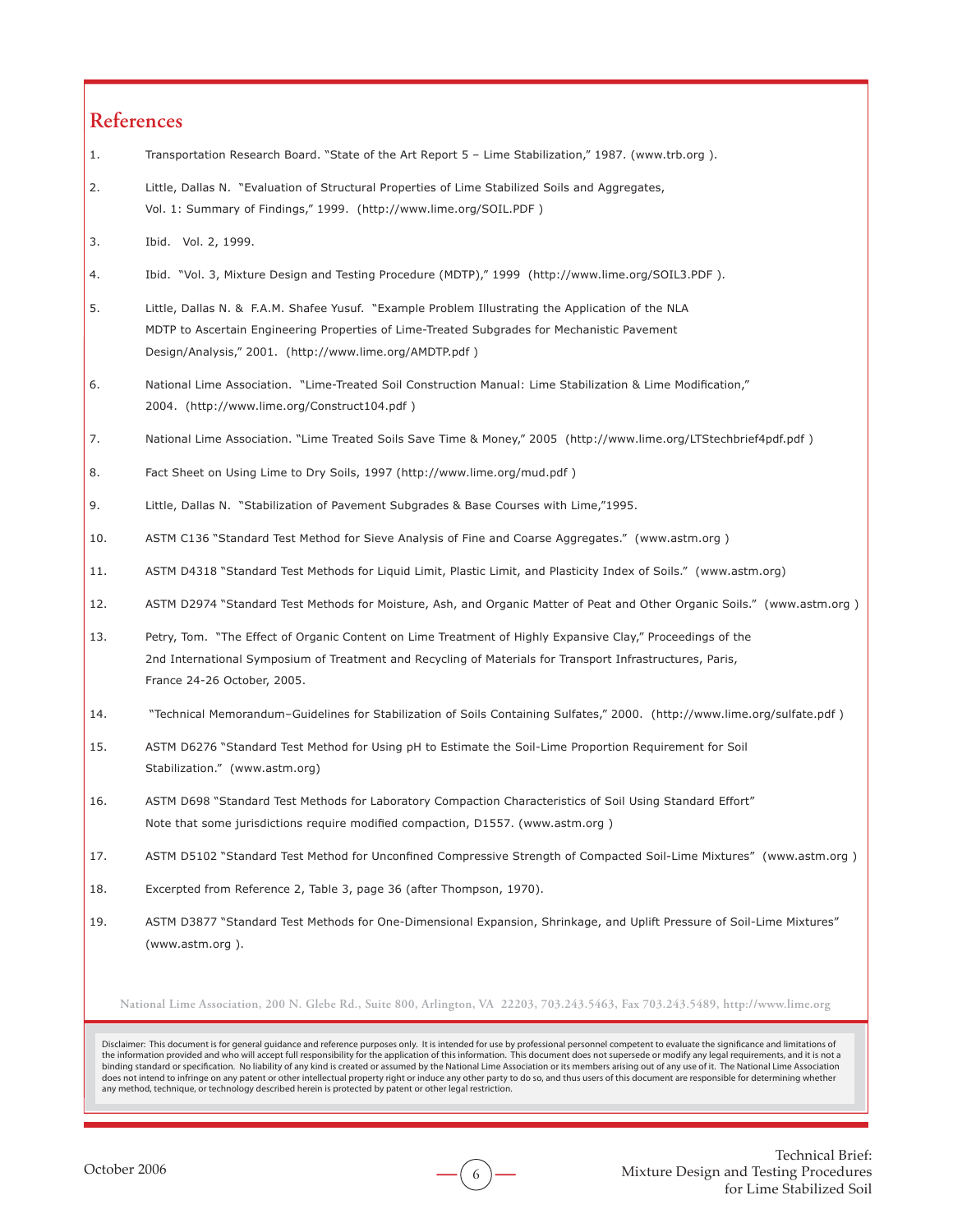## References

1. Transportation Research Board. "State of the Art Report 5 – Lime Stabilization," 1987. (www.trb.org ).

2. Little, Dallas N. "Evaluation of Structural Properties of Lime Stabilized Soils and Aggregates, Vol. 1: Summary of Findings," 1999. (http://www.lime.org/SOIL.PDF )

3. Ibid. Vol. 2, 1999.

4. Ibid. "Vol. 3, Mixture Design and Testing Procedure (MDTP)," 1999 (http://www.lime.org/SOIL3.PDF ).

5. Little, Dallas N. & F.A.M. Shafee Yusuf. "Example Problem Illustrating the Application of the NLA MDTP to Ascertain Engineering Properties of Lime-Treated Subgrades for Mechanistic Pavement Design/Analysis," 2001. (http://www.lime.org/AMDTP.pdf )

6. National Lime Association. "Lime-Treated Soil Construction Manual: Lime Stabilization & Lime Modification," 2004. (http://www.lime.org/Construct104.pdf )

7. National Lime Association. "Lime Treated Soils Save Time & Money," 2005 (http://www.lime.org/LTStechbrief4pdf.pdf )

8. Fact Sheet on Using Lime to Dry Soils, 1997 (http://www.lime.org/mud.pdf )

9. Little, Dallas N. "Stabilization of Pavement Subgrades & Base Courses with Lime,"1995.

10. ASTM C136 "Standard Test Method for Sieve Analysis of Fine and Coarse Aggregates." (www.astm.org )

11. ASTM D4318 "Standard Test Methods for Liquid Limit, Plastic Limit, and Plasticity Index of Soils." (www.astm.org)

12. ASTM D2974 "Standard Test Methods for Moisture, Ash, and Organic Matter of Peat and Other Organic Soils." (www.astm.org )

13. Petry, Tom. "The Effect of Organic Content on Lime Treatment of Highly Expansive Clay," Proceedings of the 2nd International Symposium of Treatment and Recycling of Materials for Transport Infrastructures, Paris, France 24-26 October, 2005.

14. "Technical Memorandum–Guidelines for Stabilization of Soils Containing Sulfates," 2000. (http://www.lime.org/sulfate.pdf )

15. ASTM D6276 "Standard Test Method for Using pH to Estimate the Soil-Lime Proportion Requirement for Soil Stabilization." (www.astm.org)

16. ASTM D698 "Standard Test Methods for Laboratory Compaction Characteristics of Soil Using Standard Effort" Note that some jurisdictions require modified compaction, D1557. (www.astm.org )

17. ASTM D5102 "Standard Test Method for Unconfined Compressive Strength of Compacted Soil-Lime Mixtures" (www.astm.org )

18. Excerpted from Reference 2, Table 3, page 36 (after Thompson, 1970).

19. ASTM D3877 "Standard Test Methods for One-Dimensional Expansion, Shrinkage, and Uplift Pressure of Soil-Lime Mixtures" (www.astm.org ).

National Lime Association, 200 N. Glebe Rd., Suite 800, Arlington, VA 22203, 703.243.5463, Fax 703.243.5489, http://www.lime.org

Disclaimer: This document is for general guidance and reference purposes only. It is intended for use by professional personnel competent to evaluate the significance and limitations of the information provided and who will accept full responsibility for the application of this information. This document does not supersede or modify any legal requirements, and it is not a binding standard or specification. No liability of any kind is created or assumed by the National Lime Association or its members arising out of any use of it. The National Lime Association does not intend to infringe on any patent or other intellectual property right or induce any other party to do so, and thus users of this document are responsible for determining whether any method, technique, or technology described herein is protected by patent or other legal restriction.